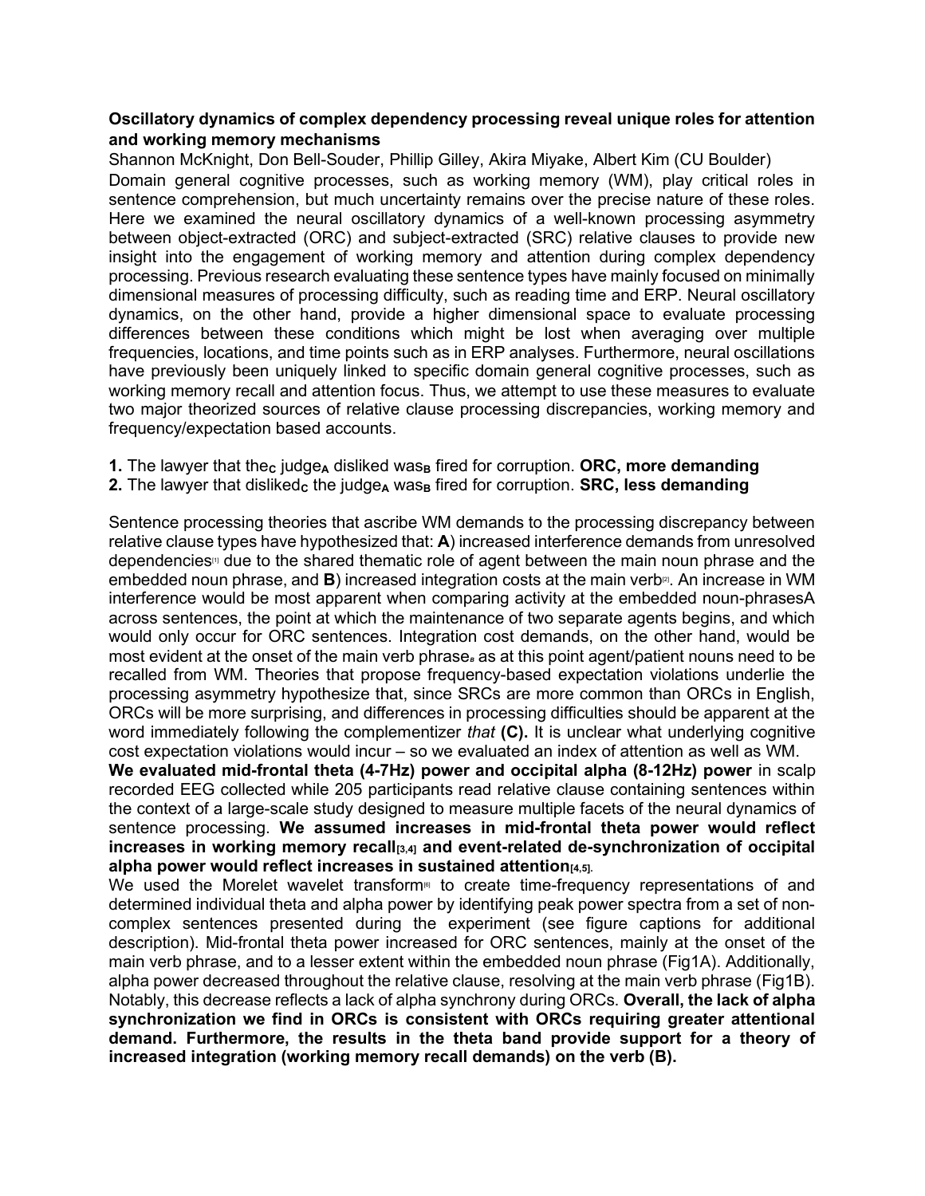**Oscillatory dynamics of complex dependency processing reveal unique roles for attention and working memory mechanisms**

Shannon McKnight, Don Bell-Souder, Phillip Gilley, Akira Miyake, Albert Kim (CU Boulder)

Domain general cognitive processes, such as working memory (WM), play critical roles in sentence comprehension, but much uncertainty remains over the precise nature of these roles. Here we examined the neural oscillatory dynamics of a well-known processing asymmetry between object-extracted (ORC) and subject-extracted (SRC) relative clauses to provide new insight into the engagement of working memory and attention during complex dependency processing. Previous research evaluating these sentence types have mainly focused on minimally dimensional measures of processing difficulty, such as reading time and ERP. Neural oscillatory dynamics, on the other hand, provide a higher dimensional space to evaluate processing differences between these conditions which might be lost when averaging over multiple frequencies, locations, and time points such as in ERP analyses. Furthermore, neural oscillations have previously been uniquely linked to specific domain general cognitive processes, such as working memory recall and attention focus. Thus, we attempt to use these measures to evaluate two major theorized sources of relative clause processing discrepancies, working memory and frequency/expectation based accounts.

**1.** The lawyer that the$_{\mathbf{C}}$ judge$_{\mathbf{A}}$ disliked was$_{\mathbf{B}}$ fired for corruption. **ORC, more demanding**

**2.** The lawyer that disliked$_{\mathbf{C}}$ the judge$_{\mathbf{A}}$ was$_{\mathbf{B}}$ fired for corruption. **SRC, less demanding**

Sentence processing theories that ascribe WM demands to the processing discrepancy between relative clause types have hypothesized that: **A**) increased interference demands from unresolved dependencies[1] due to the shared thematic role of agent between the main noun phrase and the embedded noun phrase, and **B**) increased integration costs at the main verb[2]. An increase in WM interference would be most apparent when comparing activity at the embedded noun-phrases$_A$ across sentences, the point at which the maintenance of two separate agents begins, and which would only occur for ORC sentences. Integration cost demands, on the other hand, would be most evident at the onset of the main verb phrase$_B$ as at this point agent/patient nouns need to be recalled from WM. Theories that propose frequency-based expectation violations underlie the processing asymmetry hypothesize that, since SRCs are more common than ORCs in English, ORCs will be more surprising, and differences in processing difficulties should be apparent at the word immediately following the complementizer *that* **(C).** It is unclear what underlying cognitive cost expectation violations would incur – so we evaluated an index of attention as well as WM.

**We evaluated mid-frontal theta (4-7Hz) power and occipital alpha (8-12Hz) power** in scalp recorded EEG collected while 205 participants read relative clause containing sentences within the context of a large-scale study designed to measure multiple facets of the neural dynamics of sentence processing. **We assumed increases in mid-frontal theta power would reflect increases in working memory recall[3,4] and event-related de-synchronization of occipital alpha power would reflect increases in sustained attention[4,5].**

We used the Morelet wavelet transform[6] to create time-frequency representations of and determined individual theta and alpha power by identifying peak power spectra from a set of non-complex sentences presented during the experiment (see figure captions for additional description). Mid-frontal theta power increased for ORC sentences, mainly at the onset of the main verb phrase, and to a lesser extent within the embedded noun phrase (Fig1A). Additionally, alpha power decreased throughout the relative clause, resolving at the main verb phrase (Fig1B). Notably, this decrease reflects a lack of alpha synchrony during ORCs. **Overall, the lack of alpha synchronization we find in ORCs is consistent with ORCs requiring greater attentional demand. Furthermore, the results in the theta band provide support for a theory of increased integration (working memory recall demands) on the verb (B).**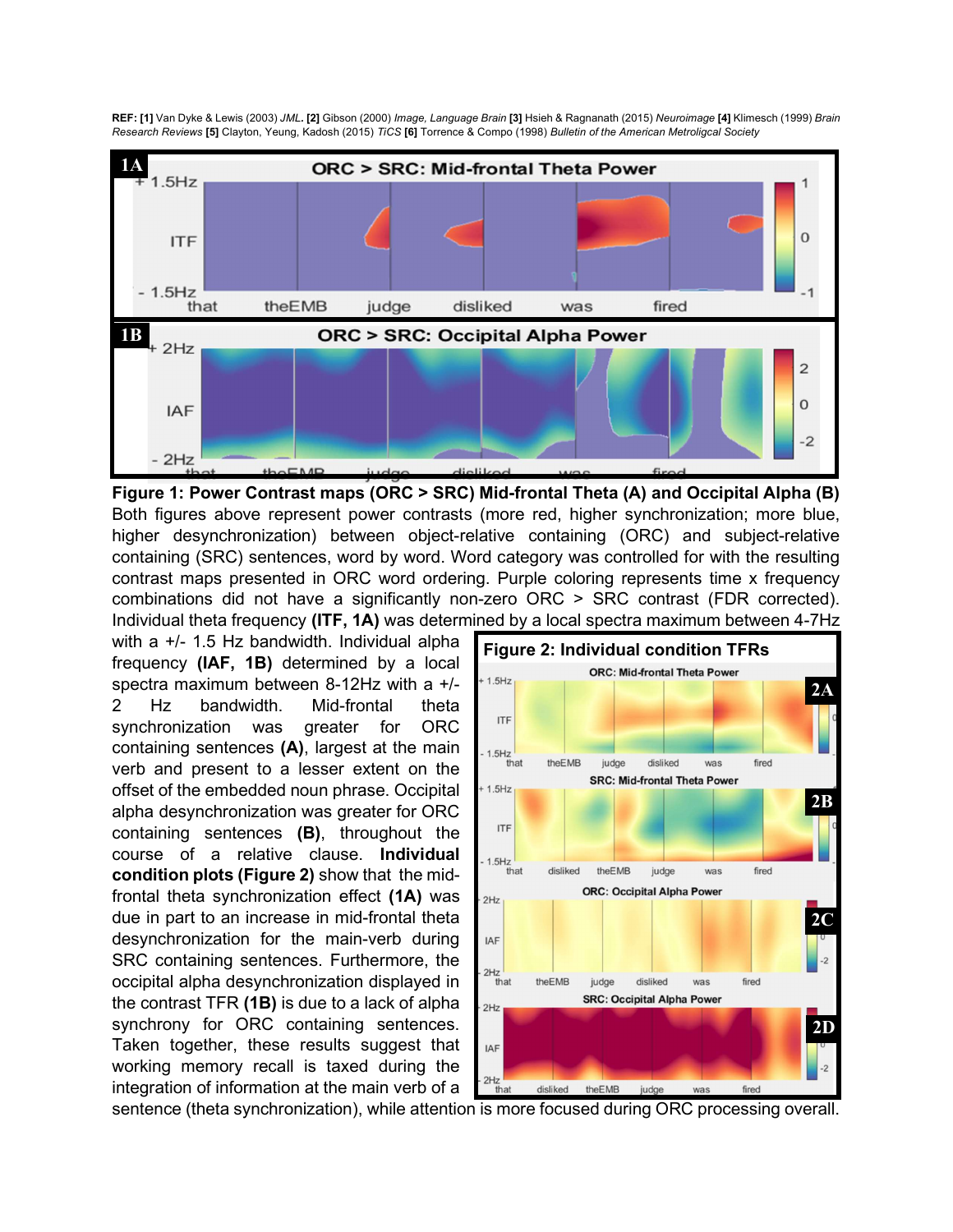**REF: [1]** Van Dyke & Lewis (2003) *JML*. **[2]** Gibson (2000) *Image, Language Brain* **[3]** Hsieh & Ragnanath (2015) *Neuroimage* **[4]** Klimesch (1999) *Brain Research Reviews* **[5]** Clayton, Yeung, Kadosh (2015) *TiCS* **[6]** Torrence & Compo (1998) *Bulletin of the American Metroligcal Society*

1A
ORC > SRC: Mid-frontal Theta Power
+ 1.5Hz
ITF
- 1.5Hz
that theEMB judge disliked was fired
1
0
-1

1B
ORC > SRC: Occipital Alpha Power
+ 2Hz
IAF
- 2Hz
that theEMB judge disliked was fired
2
0
-2

**Figure 1: Power Contrast maps (ORC > SRC) Mid-frontal Theta (A) and Occipital Alpha (B)** Both figures above represent power contrasts (more red, higher synchronization; more blue, higher desynchronization) between object-relative containing (ORC) and subject-relative containing (SRC) sentences, word by word. Word category was controlled for with the resulting contrast maps presented in ORC word ordering. Purple coloring represents time x frequency combinations did not have a significantly non-zero ORC > SRC contrast (FDR corrected). Individual theta frequency **(ITF, 1A)** was determined by a local spectra maximum between 4-7Hz with a +/- 1.5 Hz bandwidth. Individual alpha frequency **(IAF, 1B)** determined by a local spectra maximum between 8-12Hz with a +/- 2 Hz bandwidth. Mid-frontal theta synchronization was greater for ORC containing sentences **(A)**, largest at the main verb and present to a lesser extent on the offset of the embedded noun phrase. Occipital alpha desynchronization was greater for ORC containing sentences **(B)**, throughout the course of a relative clause. **Individual condition plots (Figure 2)** show that the mid-frontal theta synchronization effect **(1A)** was due in part to an increase in mid-frontal theta desynchronization for the main-verb during SRC containing sentences. Furthermore, the occipital alpha desynchronization displayed in the contrast TFR **(1B)** is due to a lack of alpha synchrony for ORC containing sentences. Taken together, these results suggest that working memory recall is taxed during the integration of information at the main verb of a sentence (theta synchronization), while attention is more focused during ORC processing overall.

**Figure 2: Individual condition TFRs**

2A
ORC: Mid-frontal Theta Power
+ 1.5Hz
ITF
- 1.5Hz
that theEMB judge disliked was fired

2B
SRC: Mid-frontal Theta Power
+ 1.5Hz
ITF
- 1.5Hz
that disliked theEMB judge was fired

2C
ORC: Occipital Alpha Power
2Hz
IAF
2Hz
that theEMB judge disliked was fired
0
-2

2D
SRC: Occipital Alpha Power
2Hz
IAF
2Hz
that disliked theEMB judge was fired
0
-2